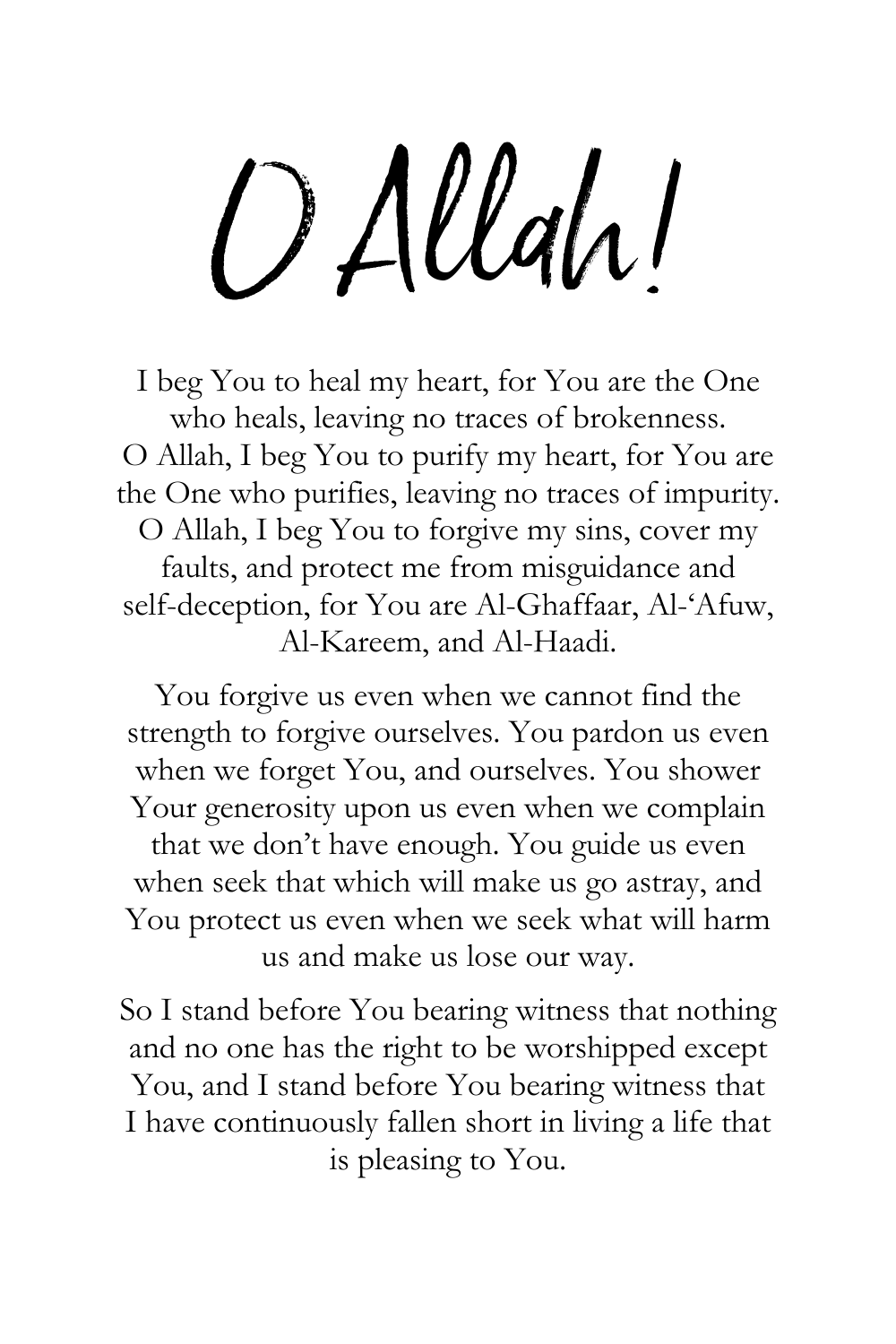# O Allah!

I beg You to heal my heart, for You are the One who heals, leaving no traces of brokenness. O Allah, I beg You to purify my heart, for You are the One who purifies, leaving no traces of impurity. O Allah, I beg You to forgive my sins, cover my faults, and protect me from misguidance and self-deception, for You are Al-Ghaffaar, Al-'Afuw, Al-Kareem, and Al-Haadi.

You forgive us even when we cannot find the strength to forgive ourselves. You pardon us even when we forget You, and ourselves. You shower Your generosity upon us even when we complain that we don't have enough. You guide us even when seek that which will make us go astray, and You protect us even when we seek what will harm us and make us lose our way.

So I stand before You bearing witness that nothing and no one has the right to be worshipped except You, and I stand before You bearing witness that I have continuously fallen short in living a life that is pleasing to You.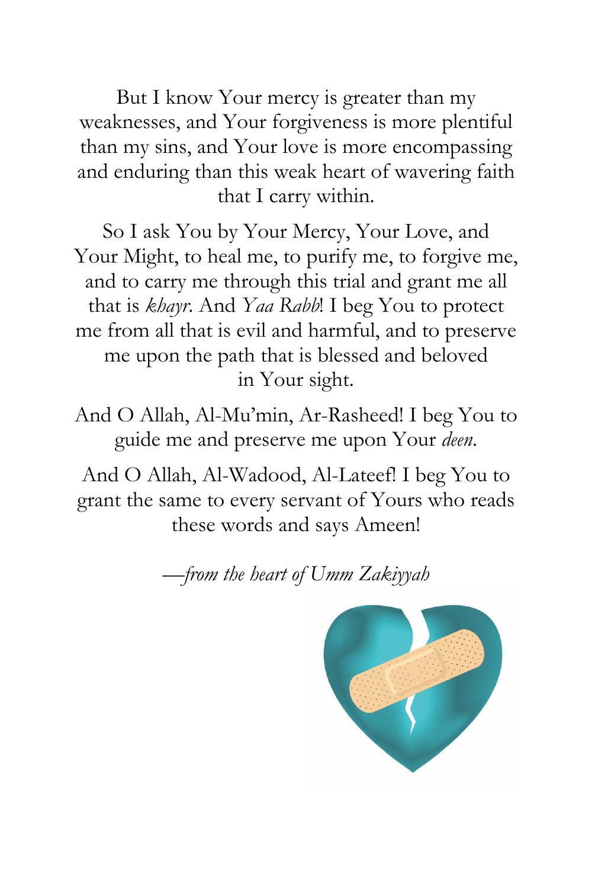But I know Your mercy is greater than my weaknesses, and Your forgiveness is more plentiful than my sins, and Your love is more encompassing and enduring than this weak heart of wavering faith that I carry within.

So I ask You by Your Mercy, Your Love, and Your Might, to heal me, to purify me, to forgive me, and to carry me through this trial and grant me all that is *khayr*. And *Yaa Rabb*! I beg You to protect me from all that is evil and harmful, and to preserve me upon the path that is blessed and beloved in Your sight.

And O Allah, Al-Mu'min, Ar-Rasheed! I beg You to guide me and preserve me upon Your *deen*.

And O Allah, Al-Wadood, Al-Lateef! I beg You to grant the same to every servant of Yours who reads these words and says Ameen!

*—from the heart of Umm Zakiyyah*